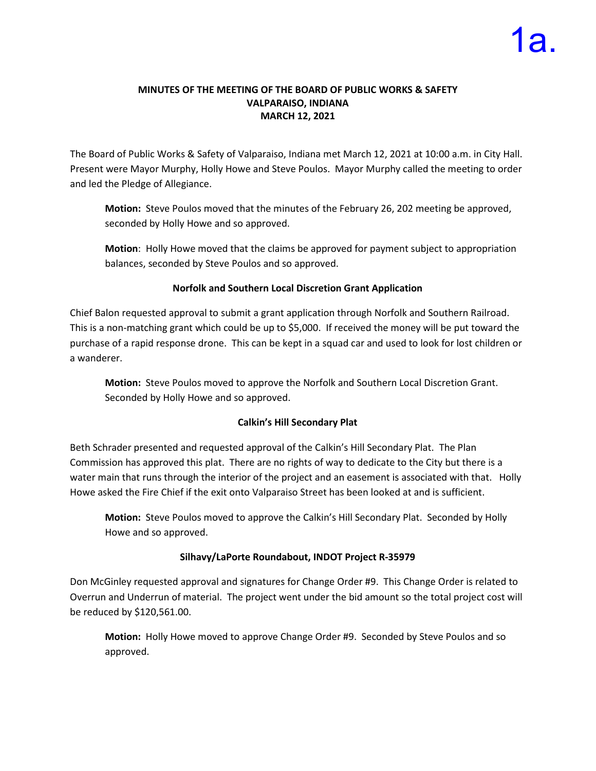1a.

**MINUTES OF THE MEETING OF THE BOARD OF PUBLIC WORKS & SAFETY**
**VALPARAISO, INDIANA**
**MARCH 12, 2021**

The Board of Public Works & Safety of Valparaiso, Indiana met March 12, 2021 at 10:00 a.m. in City Hall. Present were Mayor Murphy, Holly Howe and Steve Poulos. Mayor Murphy called the meeting to order and led the Pledge of Allegiance.

> **Motion:** Steve Poulos moved that the minutes of the February 26, 202 meeting be approved, seconded by Holly Howe and so approved.

> **Motion**: Holly Howe moved that the claims be approved for payment subject to appropriation balances, seconded by Steve Poulos and so approved.

**Norfolk and Southern Local Discretion Grant Application**

Chief Balon requested approval to submit a grant application through Norfolk and Southern Railroad. This is a non-matching grant which could be up to $5,000. If received the money will be put toward the purchase of a rapid response drone. This can be kept in a squad car and used to look for lost children or a wanderer.

> **Motion:** Steve Poulos moved to approve the Norfolk and Southern Local Discretion Grant. Seconded by Holly Howe and so approved.

**Calkin's Hill Secondary Plat**

Beth Schrader presented and requested approval of the Calkin's Hill Secondary Plat. The Plan Commission has approved this plat. There are no rights of way to dedicate to the City but there is a water main that runs through the interior of the project and an easement is associated with that. Holly Howe asked the Fire Chief if the exit onto Valparaiso Street has been looked at and is sufficient.

> **Motion:** Steve Poulos moved to approve the Calkin's Hill Secondary Plat. Seconded by Holly Howe and so approved.

**Silhavy/LaPorte Roundabout, INDOT Project R-35979**

Don McGinley requested approval and signatures for Change Order #9. This Change Order is related to Overrun and Underrun of material. The project went under the bid amount so the total project cost will be reduced by $120,561.00.

> **Motion:** Holly Howe moved to approve Change Order #9. Seconded by Steve Poulos and so approved.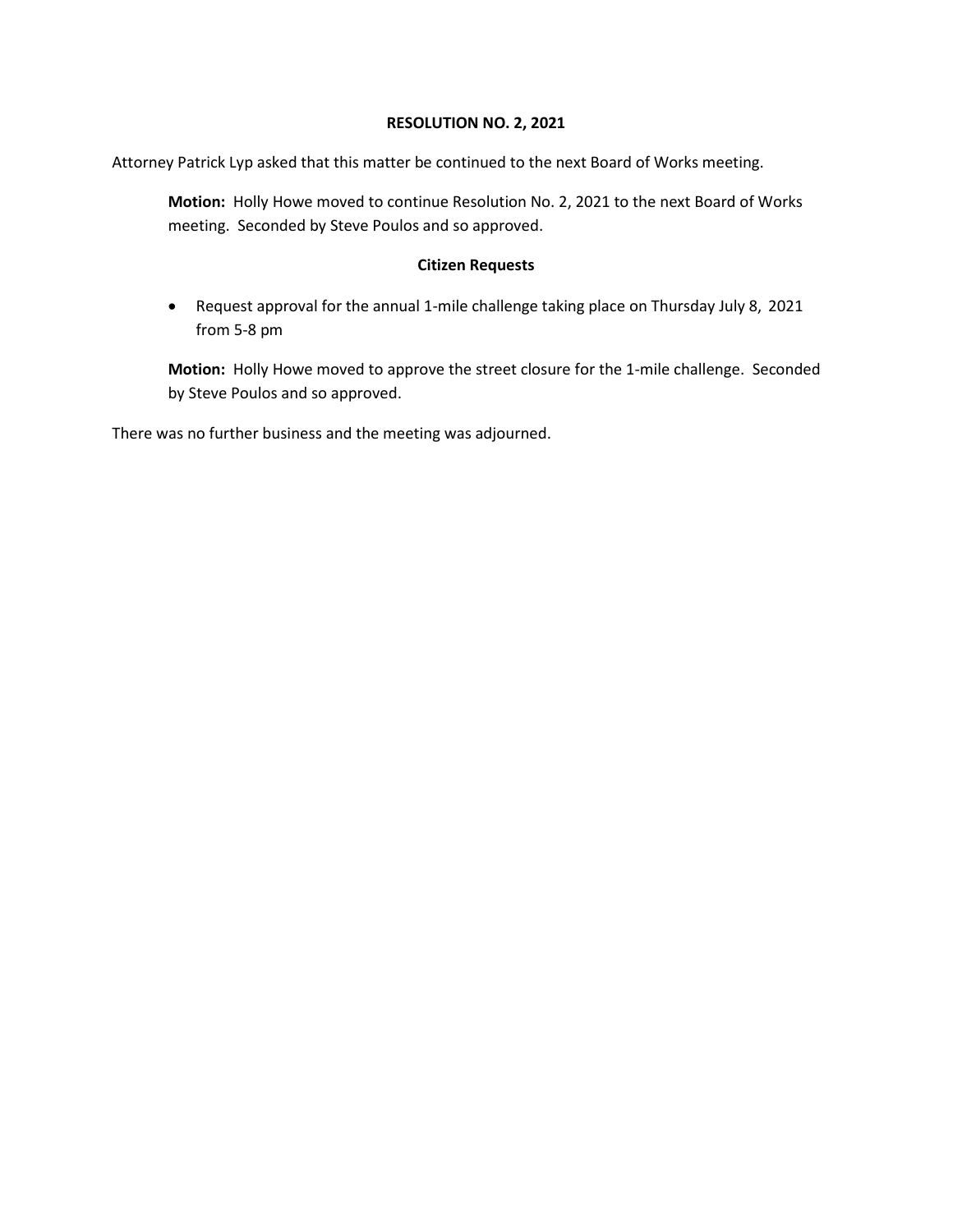**RESOLUTION NO. 2, 2021**

Attorney Patrick Lyp asked that this matter be continued to the next Board of Works meeting.

**Motion:** Holly Howe moved to continue Resolution No. 2, 2021 to the next Board of Works meeting. Seconded by Steve Poulos and so approved.

**Citizen Requests**

- Request approval for the annual 1-mile challenge taking place on Thursday July 8, 2021 from 5-8 pm

**Motion:** Holly Howe moved to approve the street closure for the 1-mile challenge. Seconded by Steve Poulos and so approved.

There was no further business and the meeting was adjourned.